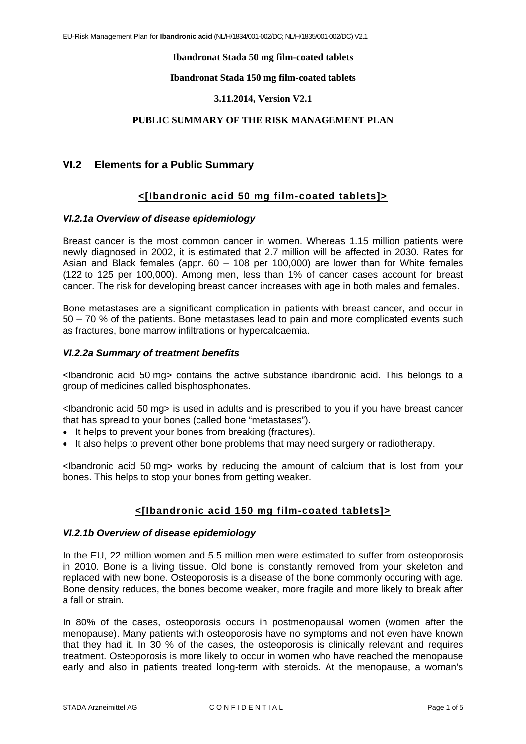**Ibandronat Stada 50 mg film-coated tablets**

**Ibandronat Stada 150 mg film-coated tablets**

**3.11.2014, Version V2.1**

**PUBLIC SUMMARY OF THE RISK MANAGEMENT PLAN**

## VI.2 Elements for a Public Summary

### <[Ibandronic acid 50 mg film-coated tablets]>

#### *VI.2.1a Overview of disease epidemiology*

Breast cancer is the most common cancer in women. Whereas 1.15 million patients were newly diagnosed in 2002, it is estimated that 2.7 million will be affected in 2030. Rates for Asian and Black females (appr. 60 – 108 per 100,000) are lower than for White females (122 to 125 per 100,000). Among men, less than 1% of cancer cases account for breast cancer. The risk for developing breast cancer increases with age in both males and females.

Bone metastases are a significant complication in patients with breast cancer, and occur in 50 – 70 % of the patients. Bone metastases lead to pain and more complicated events such as fractures, bone marrow infiltrations or hypercalcaemia.

#### *VI.2.2a Summary of treatment benefits*

<Ibandronic acid 50 mg> contains the active substance ibandronic acid. This belongs to a group of medicines called bisphosphonates.

<Ibandronic acid 50 mg> is used in adults and is prescribed to you if you have breast cancer that has spread to your bones (called bone "metastases").

- It helps to prevent your bones from breaking (fractures).
- It also helps to prevent other bone problems that may need surgery or radiotherapy.

<Ibandronic acid 50 mg> works by reducing the amount of calcium that is lost from your bones. This helps to stop your bones from getting weaker.

### <[Ibandronic acid 150 mg film-coated tablets]>

#### *VI.2.1b Overview of disease epidemiology*

In the EU, 22 million women and 5.5 million men were estimated to suffer from osteoporosis in 2010. Bone is a living tissue. Old bone is constantly removed from your skeleton and replaced with new bone. Osteoporosis is a disease of the bone commonly occuring with age. Bone density reduces, the bones become weaker, more fragile and more likely to break after a fall or strain.

In 80% of the cases, osteoporosis occurs in postmenopausal women (women after the menopause). Many patients with osteoporosis have no symptoms and not even have known that they had it. In 30 % of the cases, the osteoporosis is clinically relevant and requires treatment. Osteoporosis is more likely to occur in women who have reached the menopause early and also in patients treated long-term with steroids. At the menopause, a woman's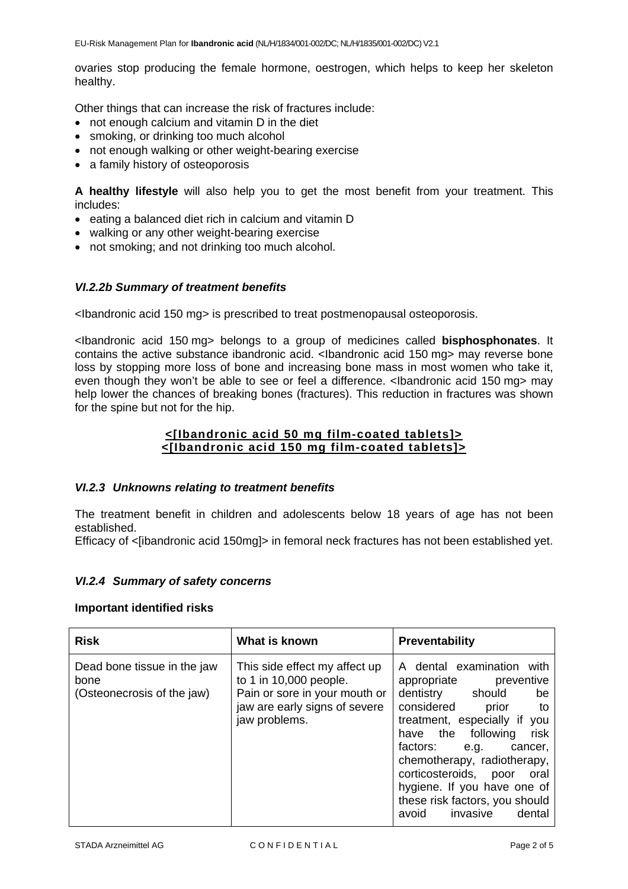ovaries stop producing the female hormone, oestrogen, which helps to keep her skeleton healthy.

Other things that can increase the risk of fractures include:

- not enough calcium and vitamin D in the diet
- smoking, or drinking too much alcohol
- not enough walking or other weight-bearing exercise
- a family history of osteoporosis

**A healthy lifestyle** will also help you to get the most benefit from your treatment. This includes:

- eating a balanced diet rich in calcium and vitamin D
- walking or any other weight-bearing exercise
- not smoking; and not drinking too much alcohol.

### *VI.2.2b Summary of treatment benefits*

<Ibandronic acid 150 mg> is prescribed to treat postmenopausal osteoporosis.

<Ibandronic acid 150 mg> belongs to a group of medicines called **bisphosphonates**. It contains the active substance ibandronic acid. <Ibandronic acid 150 mg> may reverse bone loss by stopping more loss of bone and increasing bone mass in most women who take it, even though they won't be able to see or feel a difference. <Ibandronic acid 150 mg> may help lower the chances of breaking bones (fractures). This reduction in fractures was shown for the spine but not for the hip.

**<[Ibandronic acid 50 mg film-coated tablets]>**
**<[Ibandronic acid 150 mg film-coated tablets]>**

### *VI.2.3 Unknowns relating to treatment benefits*

The treatment benefit in children and adolescents below 18 years of age has not been established.
Efficacy of <[ibandronic acid 150mg]> in femoral neck fractures has not been established yet.

### *VI.2.4 Summary of safety concerns*

**Important identified risks**

| Risk | What is known | Preventability |
|---|---|---|
| Dead bone tissue in the jaw bone (Osteonecrosis of the jaw) | This side effect my affect up to 1 in 10,000 people. Pain or sore in your mouth or jaw are early signs of severe jaw problems. | A dental examination with appropriate preventive dentistry should be considered prior to treatment, especially if you have the following risk factors: e.g. cancer, chemotherapy, radiotherapy, corticosteroids, poor oral hygiene. If you have one of these risk factors, you should avoid invasive dental |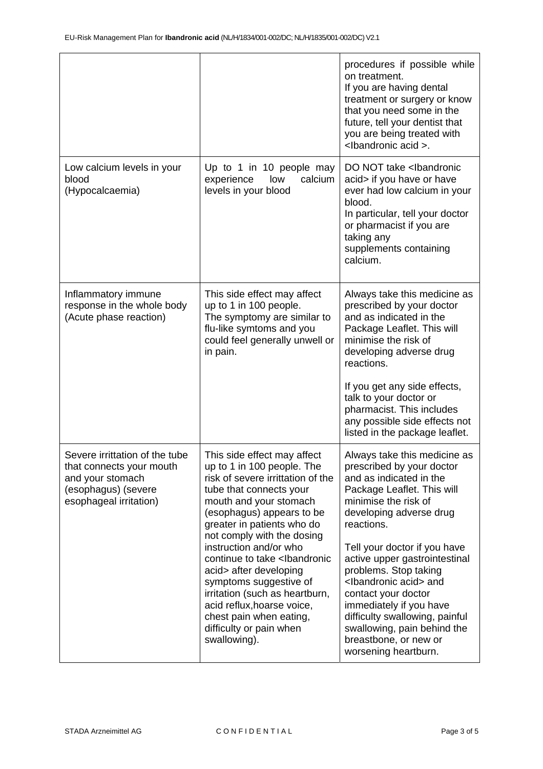| | | |
|---|---|---|
| | | procedures if possible while on treatment.<br>If you are having dental treatment or surgery or know that you need some in the future, tell your dentist that you are being treated with <Ibandronic acid >. |
| Low calcium levels in your blood (Hypocalcaemia) | Up to 1 in 10 people may experience low calcium levels in your blood | DO NOT take <Ibandronic acid> if you have or have ever had low calcium in your blood.<br>In particular, tell your doctor or pharmacist if you are taking any supplements containing calcium. |
| Inflammatory immune response in the whole body (Acute phase reaction) | This side effect may affect up to 1 in 100 people.<br>The symptomy are similar to flu-like symtoms and you could feel generally unwell or in pain. | Always take this medicine as prescribed by your doctor and as indicated in the Package Leaflet. This will minimise the risk of developing adverse drug reactions.<br><br>If you get any side effects, talk to your doctor or pharmacist. This includes any possible side effects not listed in the package leaflet. |
| Severe irrittation of the tube that connects your mouth and your stomach (esophagus) (severe esophageal irritation) | This side effect may affect up to 1 in 100 people. The risk of severe irrittation of the tube that connects your mouth and your stomach (esophagus) appears to be greater in patients who do not comply with the dosing instruction and/or who continue to take <Ibandronic acid> after developing symptoms suggestive of irritation (such as heartburn, acid reflux,hoarse voice, chest pain when eating, difficulty or pain when swallowing). | Always take this medicine as prescribed by your doctor and as indicated in the Package Leaflet. This will minimise the risk of developing adverse drug reactions.<br><br>Tell your doctor if you have active upper gastrointestinal problems. Stop taking <Ibandronic acid> and contact your doctor immediately if you have difficulty swallowing, painful swallowing, pain behind the breastbone, or new or worsening heartburn. |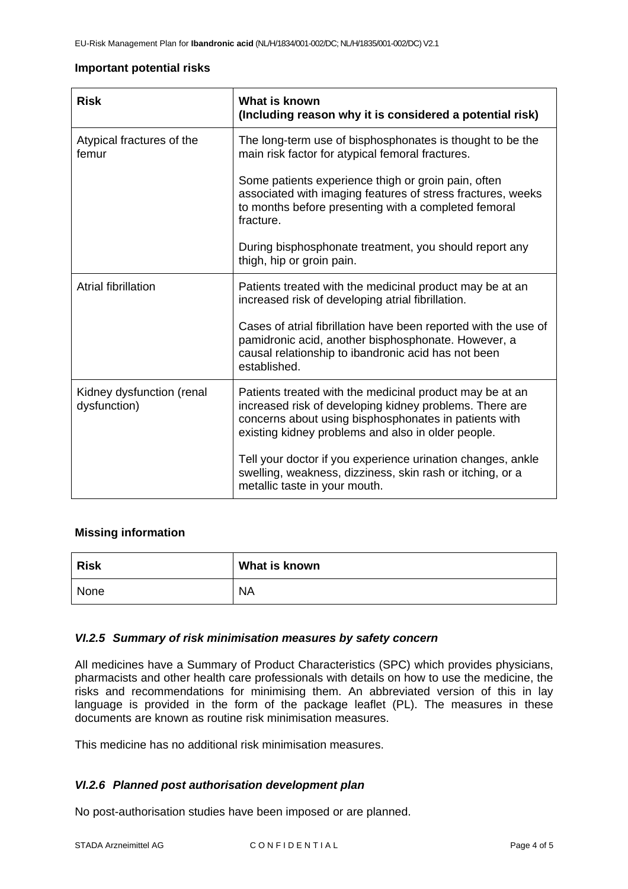**Important potential risks**

| Risk | What is known (Including reason why it is considered a potential risk) |
|---|---|
| Atypical fractures of the femur | The long-term use of bisphosphonates is thought to be the main risk factor for atypical femoral fractures.<br><br>Some patients experience thigh or groin pain, often associated with imaging features of stress fractures, weeks to months before presenting with a completed femoral fracture.<br><br>During bisphosphonate treatment, you should report any thigh, hip or groin pain. |
| Atrial fibrillation | Patients treated with the medicinal product may be at an increased risk of developing atrial fibrillation.<br><br>Cases of atrial fibrillation have been reported with the use of pamidronic acid, another bisphosphonate. However, a causal relationship to ibandronic acid has not been established. |
| Kidney dysfunction (renal dysfunction) | Patients treated with the medicinal product may be at an increased risk of developing kidney problems. There are concerns about using bisphosphonates in patients with existing kidney problems and also in older people.<br><br>Tell your doctor if you experience urination changes, ankle swelling, weakness, dizziness, skin rash or itching, or a metallic taste in your mouth. |

**Missing information**

| Risk | What is known |
|---|---|
| None | NA |

### *VI.2.5 Summary of risk minimisation measures by safety concern*

All medicines have a Summary of Product Characteristics (SPC) which provides physicians, pharmacists and other health care professionals with details on how to use the medicine, the risks and recommendations for minimising them. An abbreviated version of this in lay language is provided in the form of the package leaflet (PL). The measures in these documents are known as routine risk minimisation measures.

This medicine has no additional risk minimisation measures.

### *VI.2.6 Planned post authorisation development plan*

No post-authorisation studies have been imposed or are planned.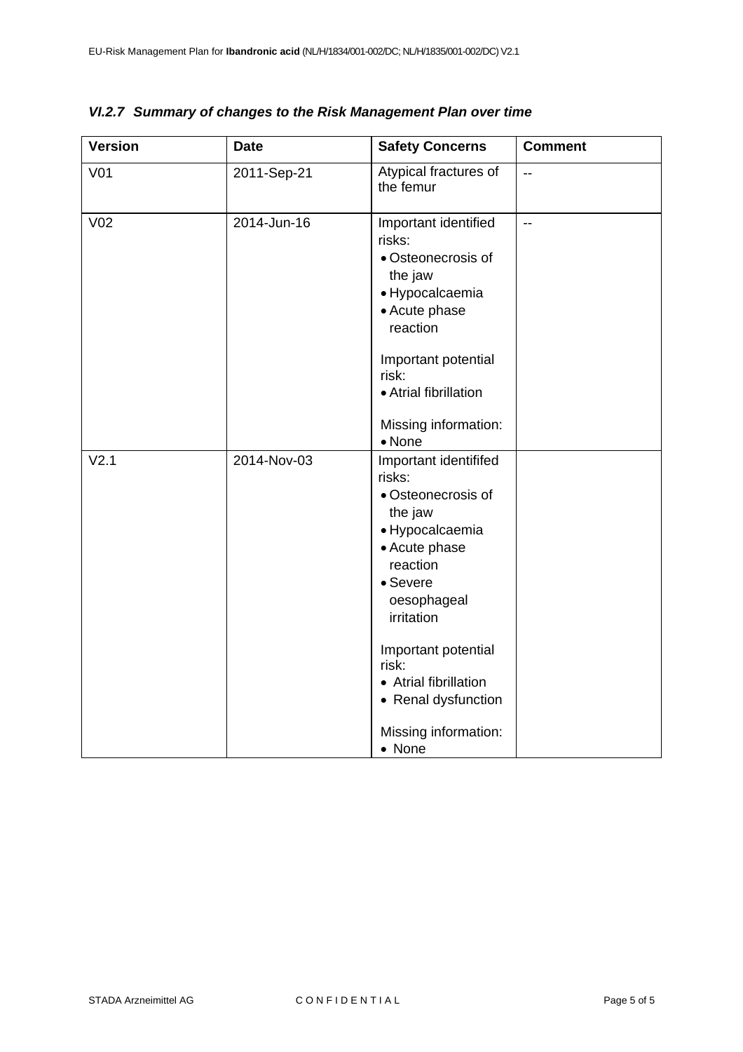### *VI.2.7 Summary of changes to the Risk Management Plan over time*

| Version | Date | Safety Concerns | Comment |
|---|---|---|---|
| V01 | 2011-Sep-21 | Atypical fractures of the femur | -- |
| V02 | 2014-Jun-16 | Important identified risks:<br>• Osteonecrosis of the jaw<br>• Hypocalcaemia<br>• Acute phase reaction<br><br>Important potential risk:<br>• Atrial fibrillation<br><br>Missing information:<br>• None | -- |
| V2.1 | 2014-Nov-03 | Important identififed risks:<br>• Osteonecrosis of the jaw<br>• Hypocalcaemia<br>• Acute phase reaction<br>• Severe oesophageal irritation<br><br>Important potential risk:<br>• Atrial fibrillation<br>• Renal dysfunction<br><br>Missing information:<br>• None | |